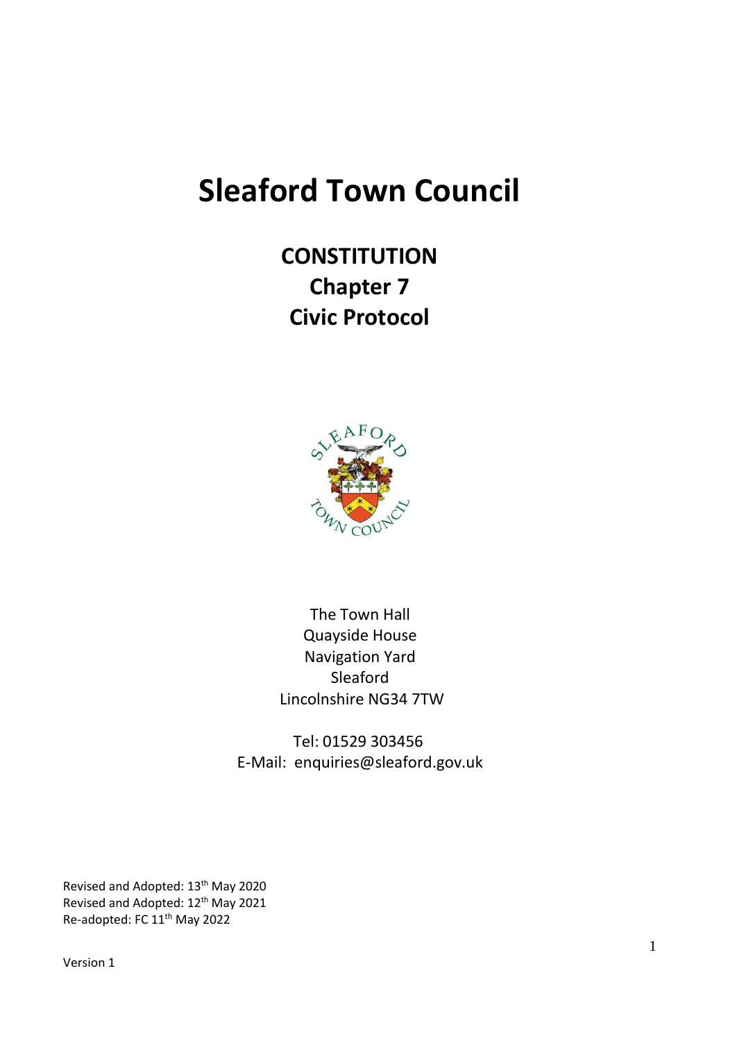# Sleaford Town Council

## CONSTITUTION
## Chapter 7
## Civic Protocol

The Town Hall
Quayside House
Navigation Yard
Sleaford
Lincolnshire NG34 7TW

Tel: 01529 303456
E-Mail: enquiries@sleaford.gov.uk

Revised and Adopted: 13th May 2020
Revised and Adopted: 12th May 2021
Re-adopted: FC 11th May 2022

Version 1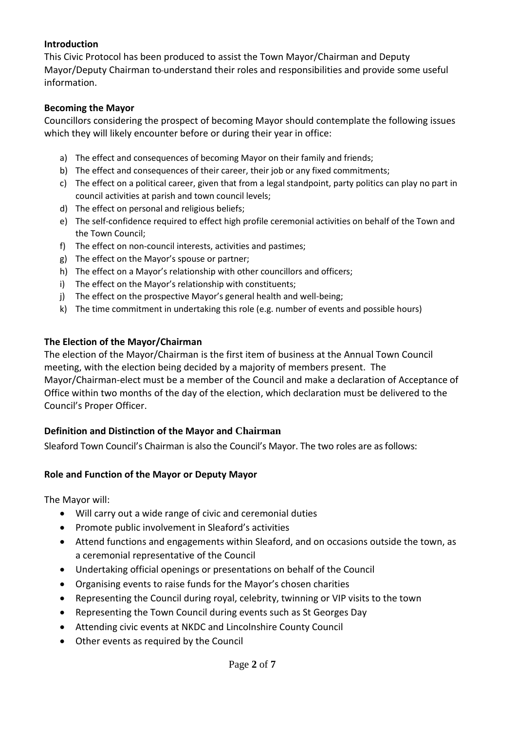## Introduction

This Civic Protocol has been produced to assist the Town Mayor/Chairman and Deputy Mayor/Deputy Chairman to understand their roles and responsibilities and provide some useful information.

## Becoming the Mayor

Councillors considering the prospect of becoming Mayor should contemplate the following issues which they will likely encounter before or during their year in office:

a) The effect and consequences of becoming Mayor on their family and friends;
b) The effect and consequences of their career, their job or any fixed commitments;
c) The effect on a political career, given that from a legal standpoint, party politics can play no part in council activities at parish and town council levels;
d) The effect on personal and religious beliefs;
e) The self-confidence required to effect high profile ceremonial activities on behalf of the Town and the Town Council;
f) The effect on non-council interests, activities and pastimes;
g) The effect on the Mayor's spouse or partner;
h) The effect on a Mayor's relationship with other councillors and officers;
i) The effect on the Mayor's relationship with constituents;
j) The effect on the prospective Mayor's general health and well-being;
k) The time commitment in undertaking this role (e.g. number of events and possible hours)

## The Election of the Mayor/Chairman

The election of the Mayor/Chairman is the first item of business at the Annual Town Council meeting, with the election being decided by a majority of members present. The Mayor/Chairman-elect must be a member of the Council and make a declaration of Acceptance of Office within two months of the day of the election, which declaration must be delivered to the Council's Proper Officer.

## Definition and Distinction of the Mayor and Chairman

Sleaford Town Council's Chairman is also the Council's Mayor. The two roles are as follows:

## Role and Function of the Mayor or Deputy Mayor

The Mayor will:

- Will carry out a wide range of civic and ceremonial duties
- Promote public involvement in Sleaford's activities
- Attend functions and engagements within Sleaford, and on occasions outside the town, as a ceremonial representative of the Council
- Undertaking official openings or presentations on behalf of the Council
- Organising events to raise funds for the Mayor's chosen charities
- Representing the Council during royal, celebrity, twinning or VIP visits to the town
- Representing the Town Council during events such as St Georges Day
- Attending civic events at NKDC and Lincolnshire County Council
- Other events as required by the Council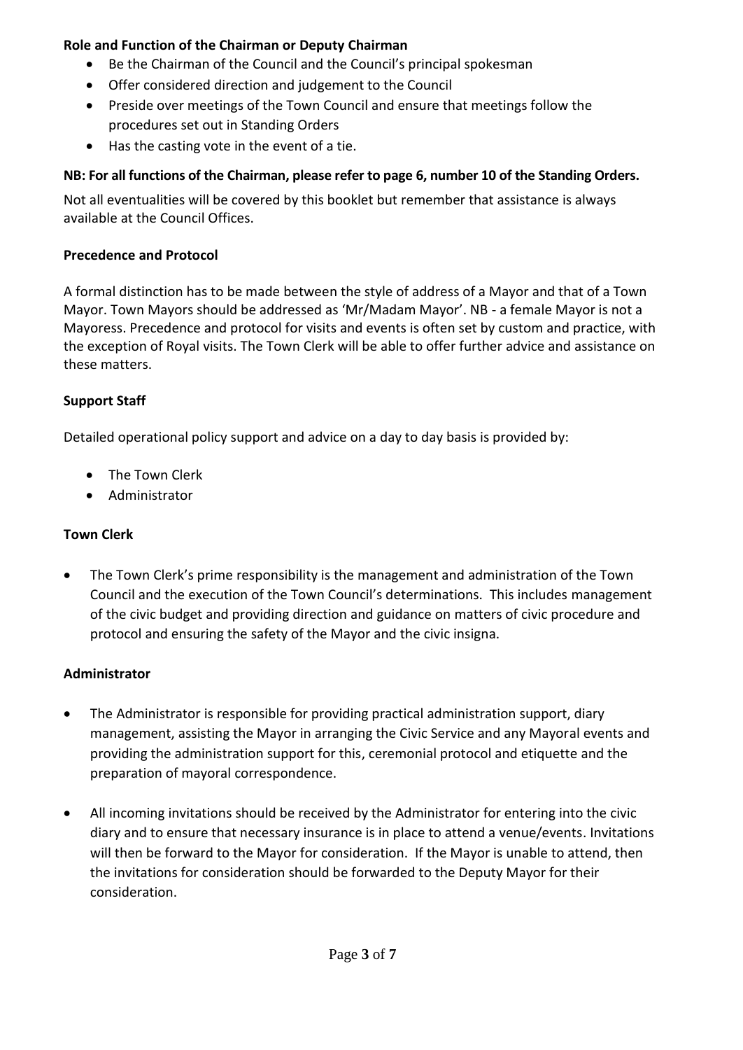**Role and Function of the Chairman or Deputy Chairman**

- Be the Chairman of the Council and the Council's principal spokesman
- Offer considered direction and judgement to the Council
- Preside over meetings of the Town Council and ensure that meetings follow the procedures set out in Standing Orders
- Has the casting vote in the event of a tie.

**NB: For all functions of the Chairman, please refer to page 6, number 10 of the Standing Orders.**

Not all eventualities will be covered by this booklet but remember that assistance is always available at the Council Offices.

**Precedence and Protocol**

A formal distinction has to be made between the style of address of a Mayor and that of a Town Mayor. Town Mayors should be addressed as 'Mr/Madam Mayor'. NB - a female Mayor is not a Mayoress. Precedence and protocol for visits and events is often set by custom and practice, with the exception of Royal visits. The Town Clerk will be able to offer further advice and assistance on these matters.

**Support Staff**

Detailed operational policy support and advice on a day to day basis is provided by:

- The Town Clerk
- Administrator

**Town Clerk**

- The Town Clerk's prime responsibility is the management and administration of the Town Council and the execution of the Town Council's determinations. This includes management of the civic budget and providing direction and guidance on matters of civic procedure and protocol and ensuring the safety of the Mayor and the civic insigna.

**Administrator**

- The Administrator is responsible for providing practical administration support, diary management, assisting the Mayor in arranging the Civic Service and any Mayoral events and providing the administration support for this, ceremonial protocol and etiquette and the preparation of mayoral correspondence.

- All incoming invitations should be received by the Administrator for entering into the civic diary and to ensure that necessary insurance is in place to attend a venue/events. Invitations will then be forward to the Mayor for consideration. If the Mayor is unable to attend, then the invitations for consideration should be forwarded to the Deputy Mayor for their consideration.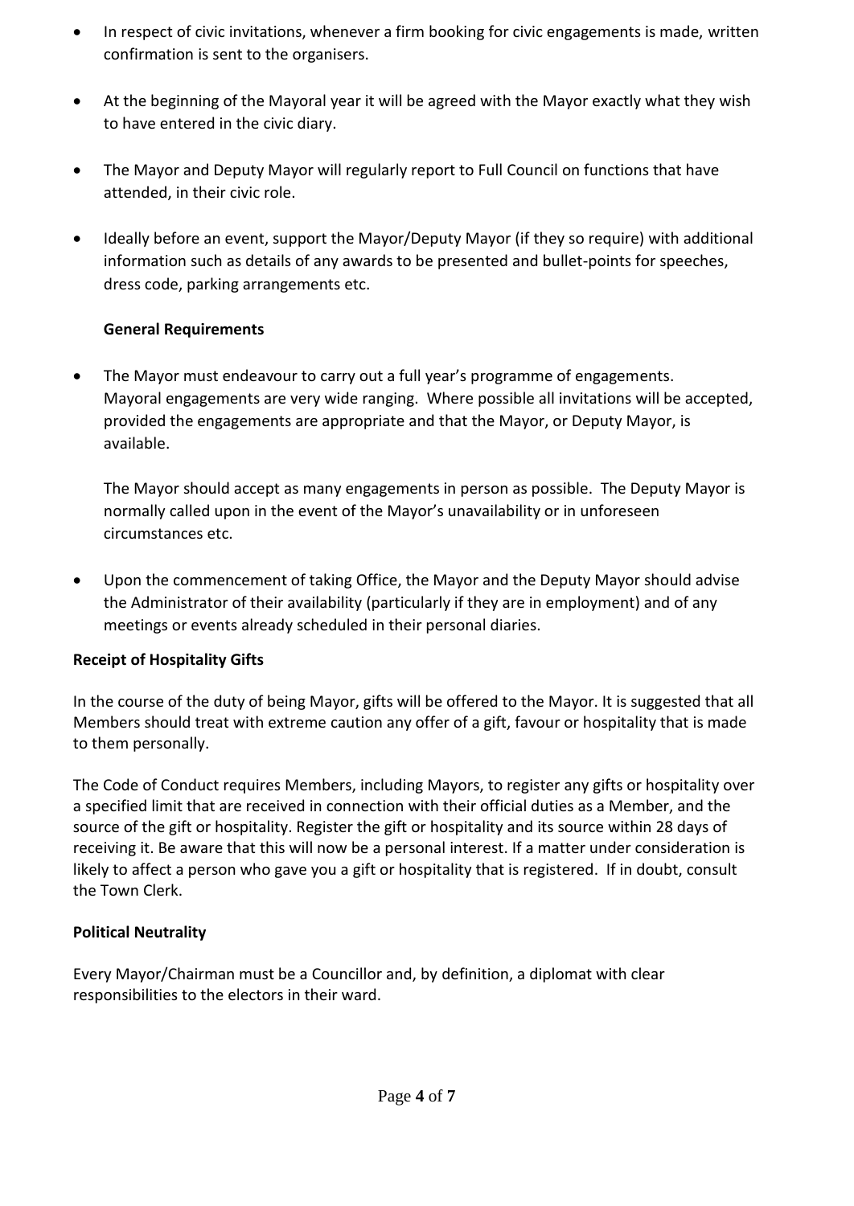- In respect of civic invitations, whenever a firm booking for civic engagements is made, written confirmation is sent to the organisers.

- At the beginning of the Mayoral year it will be agreed with the Mayor exactly what they wish to have entered in the civic diary.

- The Mayor and Deputy Mayor will regularly report to Full Council on functions that have attended, in their civic role.

- Ideally before an event, support the Mayor/Deputy Mayor (if they so require) with additional information such as details of any awards to be presented and bullet-points for speeches, dress code, parking arrangements etc.

  **General Requirements**

- The Mayor must endeavour to carry out a full year's programme of engagements. Mayoral engagements are very wide ranging. Where possible all invitations will be accepted, provided the engagements are appropriate and that the Mayor, or Deputy Mayor, is available.

  The Mayor should accept as many engagements in person as possible. The Deputy Mayor is normally called upon in the event of the Mayor's unavailability or in unforeseen circumstances etc.

- Upon the commencement of taking Office, the Mayor and the Deputy Mayor should advise the Administrator of their availability (particularly if they are in employment) and of any meetings or events already scheduled in their personal diaries.

**Receipt of Hospitality Gifts**

In the course of the duty of being Mayor, gifts will be offered to the Mayor. It is suggested that all Members should treat with extreme caution any offer of a gift, favour or hospitality that is made to them personally.

The Code of Conduct requires Members, including Mayors, to register any gifts or hospitality over a specified limit that are received in connection with their official duties as a Member, and the source of the gift or hospitality. Register the gift or hospitality and its source within 28 days of receiving it. Be aware that this will now be a personal interest. If a matter under consideration is likely to affect a person who gave you a gift or hospitality that is registered. If in doubt, consult the Town Clerk.

**Political Neutrality**

Every Mayor/Chairman must be a Councillor and, by definition, a diplomat with clear responsibilities to the electors in their ward.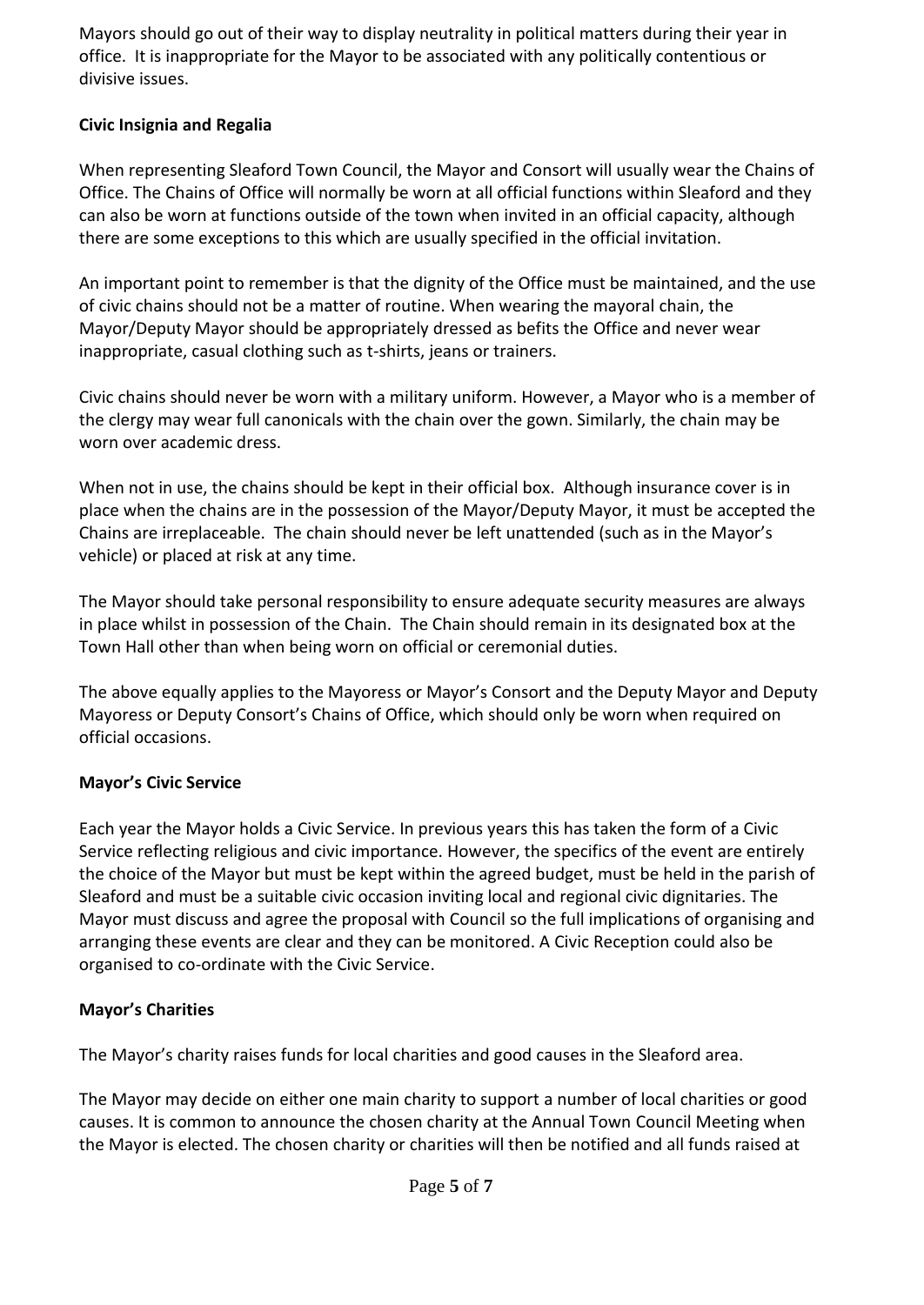Mayors should go out of their way to display neutrality in political matters during their year in office. It is inappropriate for the Mayor to be associated with any politically contentious or divisive issues.

**Civic Insignia and Regalia**

When representing Sleaford Town Council, the Mayor and Consort will usually wear the Chains of Office. The Chains of Office will normally be worn at all official functions within Sleaford and they can also be worn at functions outside of the town when invited in an official capacity, although there are some exceptions to this which are usually specified in the official invitation.

An important point to remember is that the dignity of the Office must be maintained, and the use of civic chains should not be a matter of routine. When wearing the mayoral chain, the Mayor/Deputy Mayor should be appropriately dressed as befits the Office and never wear inappropriate, casual clothing such as t-shirts, jeans or trainers.

Civic chains should never be worn with a military uniform. However, a Mayor who is a member of the clergy may wear full canonicals with the chain over the gown. Similarly, the chain may be worn over academic dress.

When not in use, the chains should be kept in their official box. Although insurance cover is in place when the chains are in the possession of the Mayor/Deputy Mayor, it must be accepted the Chains are irreplaceable. The chain should never be left unattended (such as in the Mayor's vehicle) or placed at risk at any time.

The Mayor should take personal responsibility to ensure adequate security measures are always in place whilst in possession of the Chain. The Chain should remain in its designated box at the Town Hall other than when being worn on official or ceremonial duties.

The above equally applies to the Mayoress or Mayor's Consort and the Deputy Mayor and Deputy Mayoress or Deputy Consort's Chains of Office, which should only be worn when required on official occasions.

**Mayor's Civic Service**

Each year the Mayor holds a Civic Service. In previous years this has taken the form of a Civic Service reflecting religious and civic importance. However, the specifics of the event are entirely the choice of the Mayor but must be kept within the agreed budget, must be held in the parish of Sleaford and must be a suitable civic occasion inviting local and regional civic dignitaries. The Mayor must discuss and agree the proposal with Council so the full implications of organising and arranging these events are clear and they can be monitored. A Civic Reception could also be organised to co-ordinate with the Civic Service.

**Mayor's Charities**

The Mayor's charity raises funds for local charities and good causes in the Sleaford area.

The Mayor may decide on either one main charity to support a number of local charities or good causes. It is common to announce the chosen charity at the Annual Town Council Meeting when the Mayor is elected. The chosen charity or charities will then be notified and all funds raised at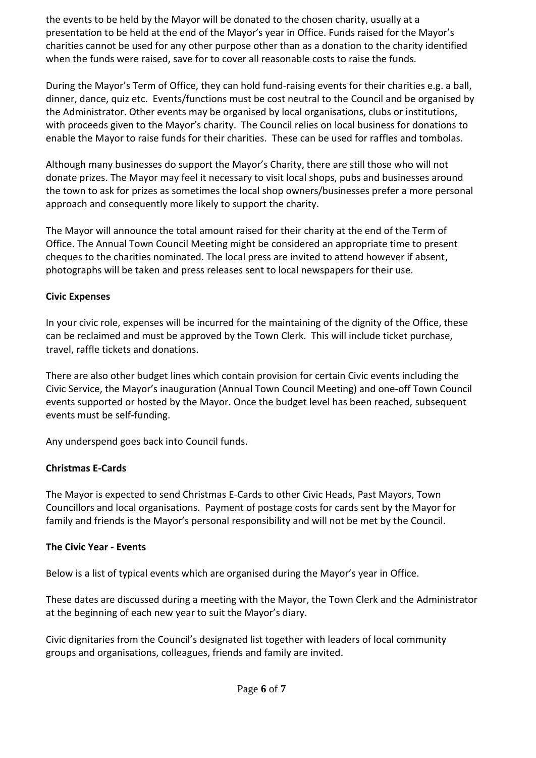the events to be held by the Mayor will be donated to the chosen charity, usually at a presentation to be held at the end of the Mayor's year in Office. Funds raised for the Mayor's charities cannot be used for any other purpose other than as a donation to the charity identified when the funds were raised, save for to cover all reasonable costs to raise the funds.

During the Mayor's Term of Office, they can hold fund-raising events for their charities e.g. a ball, dinner, dance, quiz etc. Events/functions must be cost neutral to the Council and be organised by the Administrator. Other events may be organised by local organisations, clubs or institutions, with proceeds given to the Mayor's charity. The Council relies on local business for donations to enable the Mayor to raise funds for their charities. These can be used for raffles and tombolas.

Although many businesses do support the Mayor's Charity, there are still those who will not donate prizes. The Mayor may feel it necessary to visit local shops, pubs and businesses around the town to ask for prizes as sometimes the local shop owners/businesses prefer a more personal approach and consequently more likely to support the charity.

The Mayor will announce the total amount raised for their charity at the end of the Term of Office. The Annual Town Council Meeting might be considered an appropriate time to present cheques to the charities nominated. The local press are invited to attend however if absent, photographs will be taken and press releases sent to local newspapers for their use.

**Civic Expenses**

In your civic role, expenses will be incurred for the maintaining of the dignity of the Office, these can be reclaimed and must be approved by the Town Clerk. This will include ticket purchase, travel, raffle tickets and donations.

There are also other budget lines which contain provision for certain Civic events including the Civic Service, the Mayor's inauguration (Annual Town Council Meeting) and one-off Town Council events supported or hosted by the Mayor. Once the budget level has been reached, subsequent events must be self-funding.

Any underspend goes back into Council funds.

**Christmas E-Cards**

The Mayor is expected to send Christmas E-Cards to other Civic Heads, Past Mayors, Town Councillors and local organisations. Payment of postage costs for cards sent by the Mayor for family and friends is the Mayor's personal responsibility and will not be met by the Council.

**The Civic Year - Events**

Below is a list of typical events which are organised during the Mayor's year in Office.

These dates are discussed during a meeting with the Mayor, the Town Clerk and the Administrator at the beginning of each new year to suit the Mayor's diary.

Civic dignitaries from the Council's designated list together with leaders of local community groups and organisations, colleagues, friends and family are invited.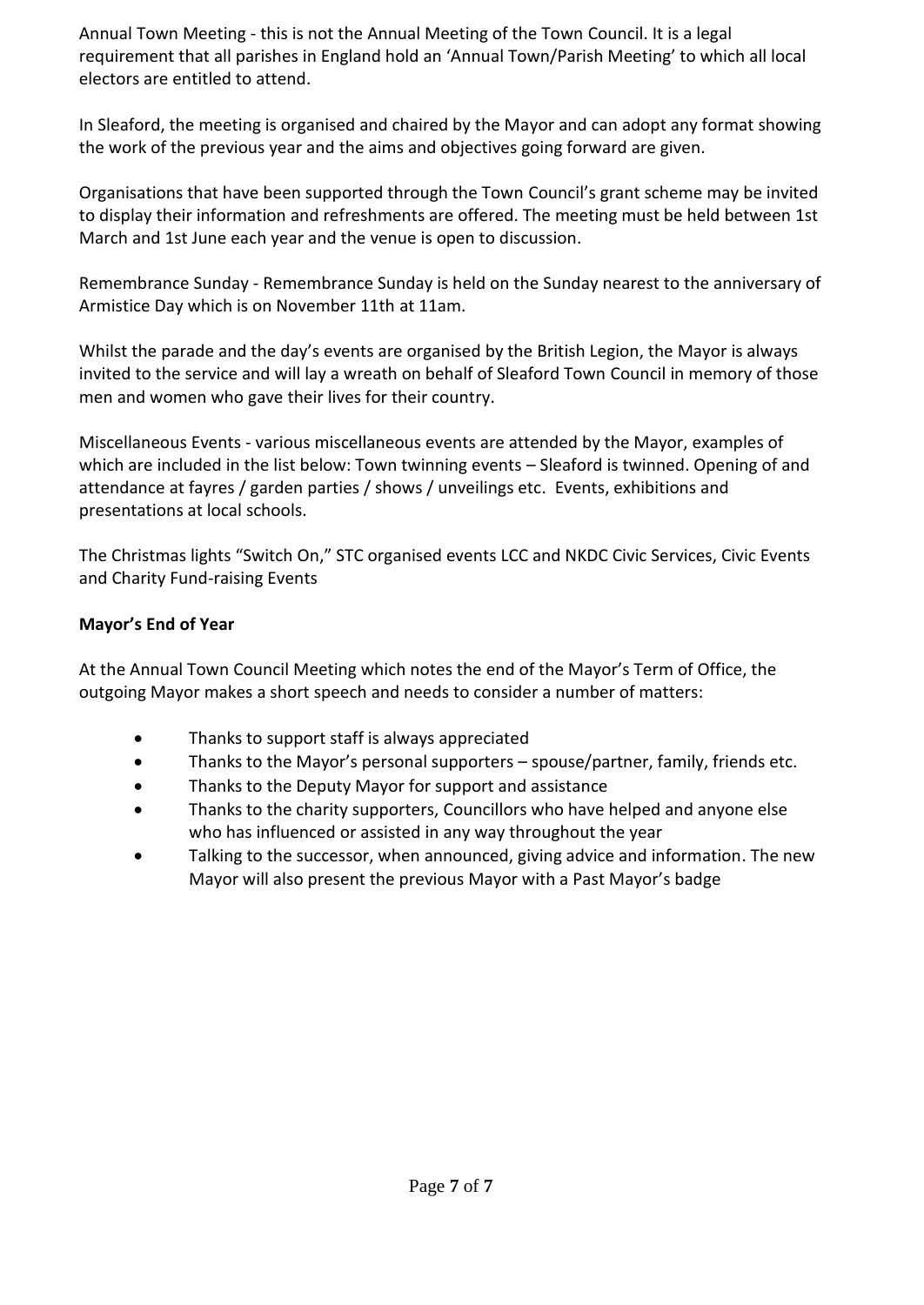Annual Town Meeting - this is not the Annual Meeting of the Town Council. It is a legal requirement that all parishes in England hold an 'Annual Town/Parish Meeting' to which all local electors are entitled to attend.

In Sleaford, the meeting is organised and chaired by the Mayor and can adopt any format showing the work of the previous year and the aims and objectives going forward are given.

Organisations that have been supported through the Town Council's grant scheme may be invited to display their information and refreshments are offered. The meeting must be held between 1st March and 1st June each year and the venue is open to discussion.

Remembrance Sunday - Remembrance Sunday is held on the Sunday nearest to the anniversary of Armistice Day which is on November 11th at 11am.

Whilst the parade and the day's events are organised by the British Legion, the Mayor is always invited to the service and will lay a wreath on behalf of Sleaford Town Council in memory of those men and women who gave their lives for their country.

Miscellaneous Events - various miscellaneous events are attended by the Mayor, examples of which are included in the list below: Town twinning events – Sleaford is twinned. Opening of and attendance at fayres / garden parties / shows / unveilings etc. Events, exhibitions and presentations at local schools.

The Christmas lights "Switch On," STC organised events LCC and NKDC Civic Services, Civic Events and Charity Fund-raising Events

**Mayor's End of Year**

At the Annual Town Council Meeting which notes the end of the Mayor's Term of Office, the outgoing Mayor makes a short speech and needs to consider a number of matters:

- Thanks to support staff is always appreciated
- Thanks to the Mayor's personal supporters – spouse/partner, family, friends etc.
- Thanks to the Deputy Mayor for support and assistance
- Thanks to the charity supporters, Councillors who have helped and anyone else who has influenced or assisted in any way throughout the year
- Talking to the successor, when announced, giving advice and information. The new Mayor will also present the previous Mayor with a Past Mayor's badge